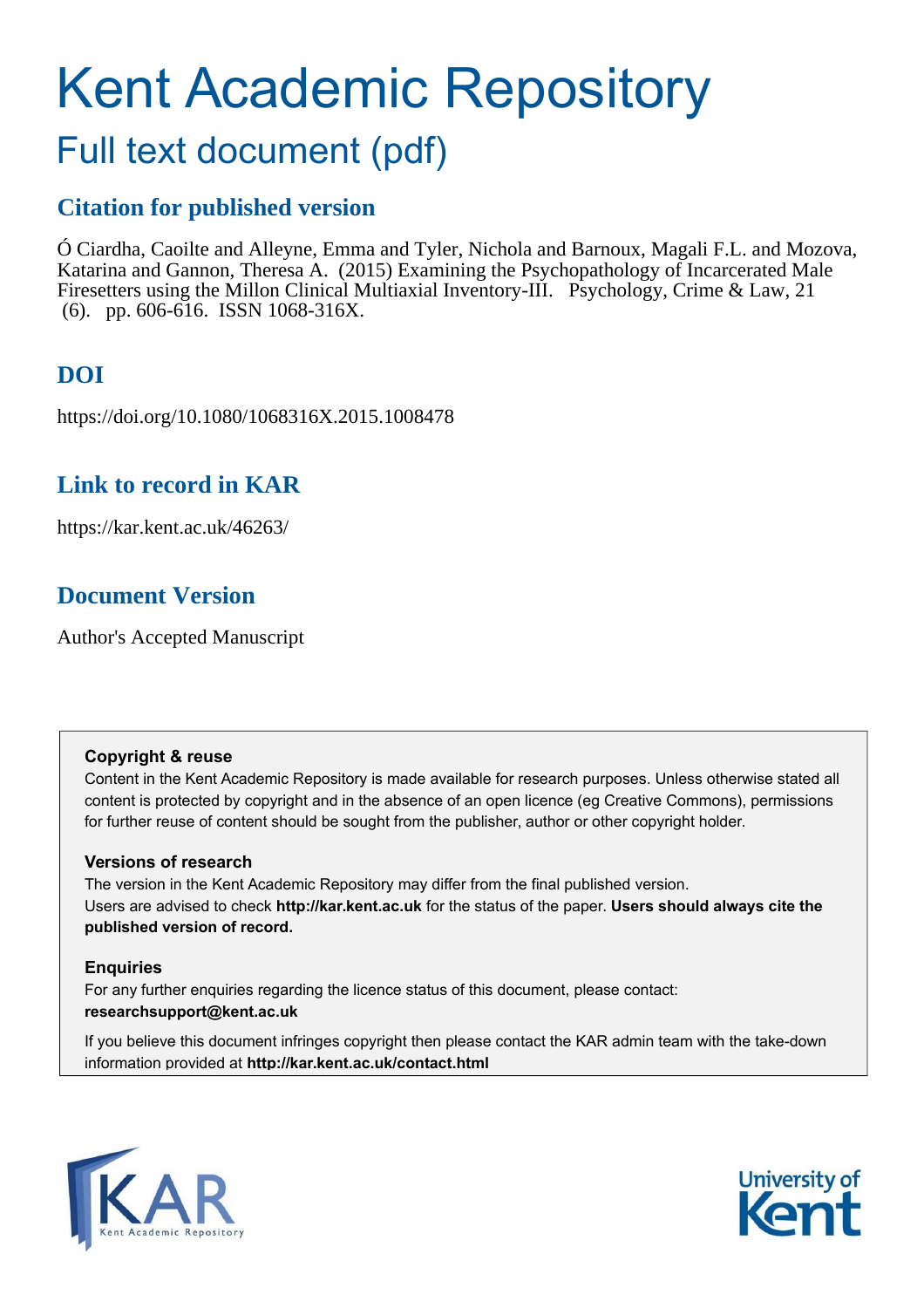# Kent Academic Repository

## Full text document (pdf)

## Citation for published version

Ó Ciardha, Caoilte and Alleyne, Emma and Tyler, Nichola and Barnoux, Magali F.L. and Mozova, Katarina and Gannon, Theresa A. (2015) Examining the Psychopathology of Incarcerated Male Firesetters using the Millon Clinical Multiaxial Inventory-III. Psychology, Crime & Law, 21 (6). pp. 606-616. ISSN 1068-316X.

## DOI

https://doi.org/10.1080/1068316X.2015.1008478

## Link to record in KAR

https://kar.kent.ac.uk/46263/

## Document Version

Author's Accepted Manuscript

**Copyright & reuse**

Content in the Kent Academic Repository is made available for research purposes. Unless otherwise stated all content is protected by copyright and in the absence of an open licence (eg Creative Commons), permissions for further reuse of content should be sought from the publisher, author or other copyright holder.

**Versions of research**

The version in the Kent Academic Repository may differ from the final published version. Users are advised to check **http://kar.kent.ac.uk** for the status of the paper. **Users should always cite the published version of record.**

**Enquiries**

For any further enquiries regarding the licence status of this document, please contact: **researchsupport@kent.ac.uk**

If you believe this document infringes copyright then please contact the KAR admin team with the take-down information provided at **http://kar.kent.ac.uk/contact.html**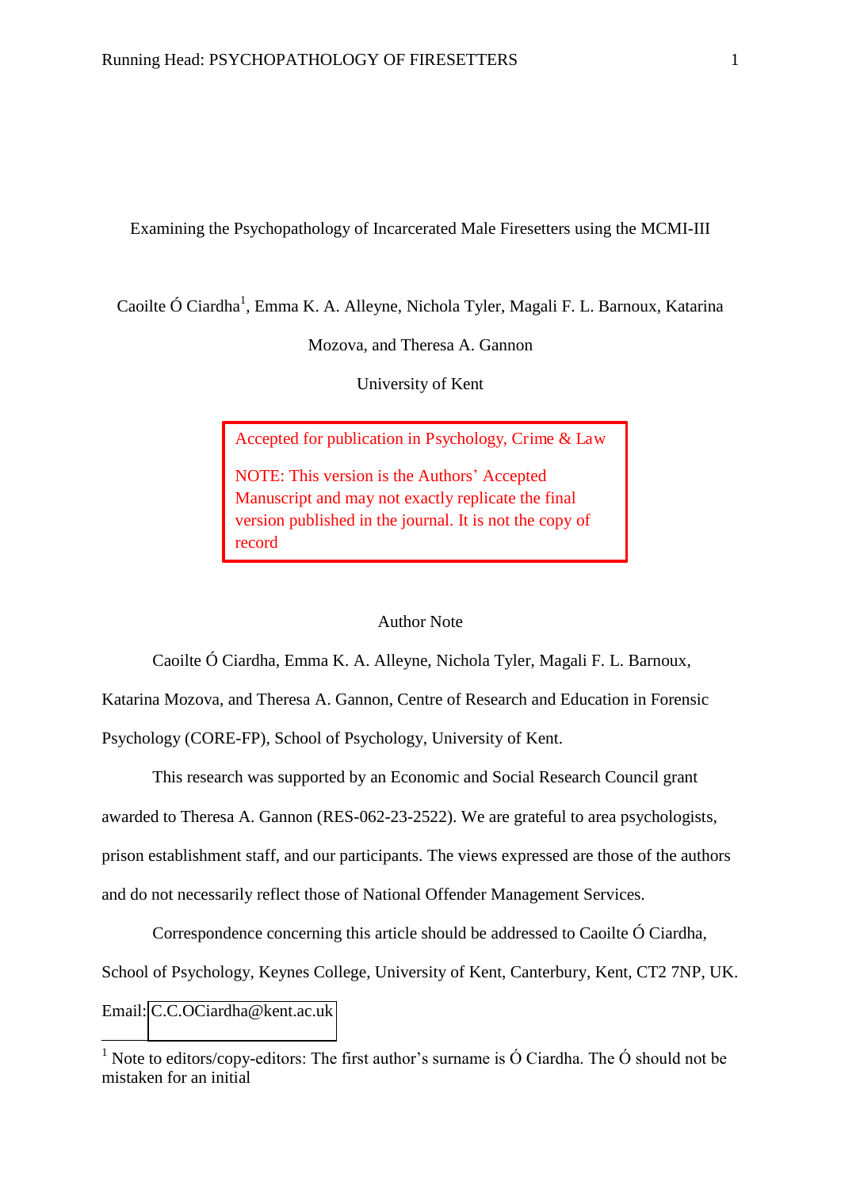# Examining the Psychopathology of Incarcerated Male Firesetters using the MCMI-III

Caoilte Ó Ciardha[1], Emma K. A. Alleyne, Nichola Tyler, Magali F. L. Barnoux, Katarina Mozova, and Theresa A. Gannon

University of Kent

Accepted for publication in Psychology, Crime & Law

NOTE: This version is the Authors' Accepted Manuscript and may not exactly replicate the final version published in the journal. It is not the copy of record

## Author Note

Caoilte Ó Ciardha, Emma K. A. Alleyne, Nichola Tyler, Magali F. L. Barnoux, Katarina Mozova, and Theresa A. Gannon, Centre of Research and Education in Forensic Psychology (CORE-FP), School of Psychology, University of Kent.

This research was supported by an Economic and Social Research Council grant awarded to Theresa A. Gannon (RES-062-23-2522). We are grateful to area psychologists, prison establishment staff, and our participants. The views expressed are those of the authors and do not necessarily reflect those of National Offender Management Services.

Correspondence concerning this article should be addressed to Caoilte Ó Ciardha, School of Psychology, Keynes College, University of Kent, Canterbury, Kent, CT2 7NP, UK. Email: C.C.OCiardha@kent.ac.uk

[1] Note to editors/copy-editors: The first author's surname is Ó Ciardha. The Ó should not be mistaken for an initial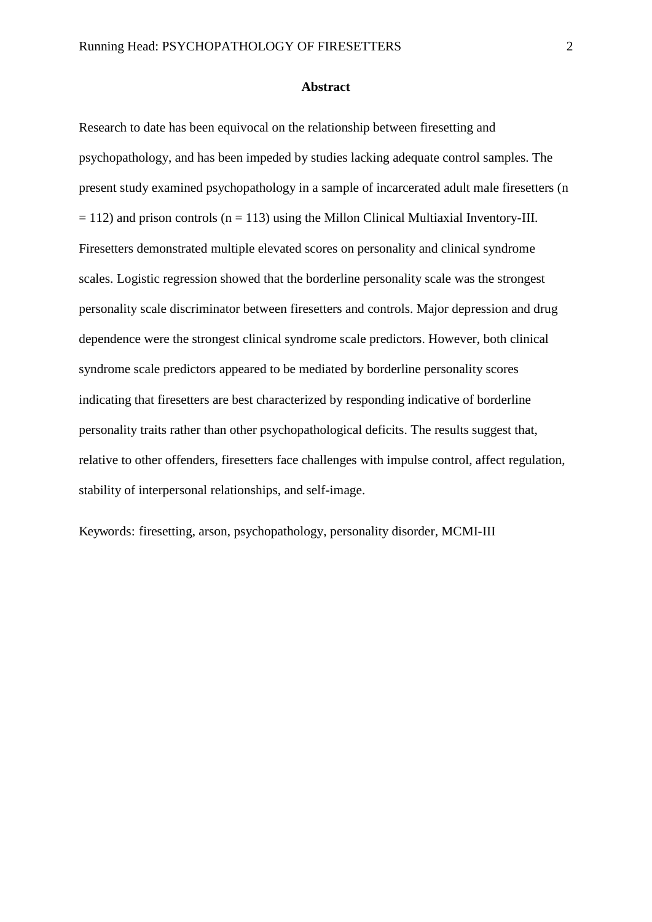## Abstract

Research to date has been equivocal on the relationship between firesetting and psychopathology, and has been impeded by studies lacking adequate control samples. The present study examined psychopathology in a sample of incarcerated adult male firesetters (n = 112) and prison controls (n = 113) using the Millon Clinical Multiaxial Inventory-III. Firesetters demonstrated multiple elevated scores on personality and clinical syndrome scales. Logistic regression showed that the borderline personality scale was the strongest personality scale discriminator between firesetters and controls. Major depression and drug dependence were the strongest clinical syndrome scale predictors. However, both clinical syndrome scale predictors appeared to be mediated by borderline personality scores indicating that firesetters are best characterized by responding indicative of borderline personality traits rather than other psychopathological deficits. The results suggest that, relative to other offenders, firesetters face challenges with impulse control, affect regulation, stability of interpersonal relationships, and self-image.

Keywords: firesetting, arson, psychopathology, personality disorder, MCMI-III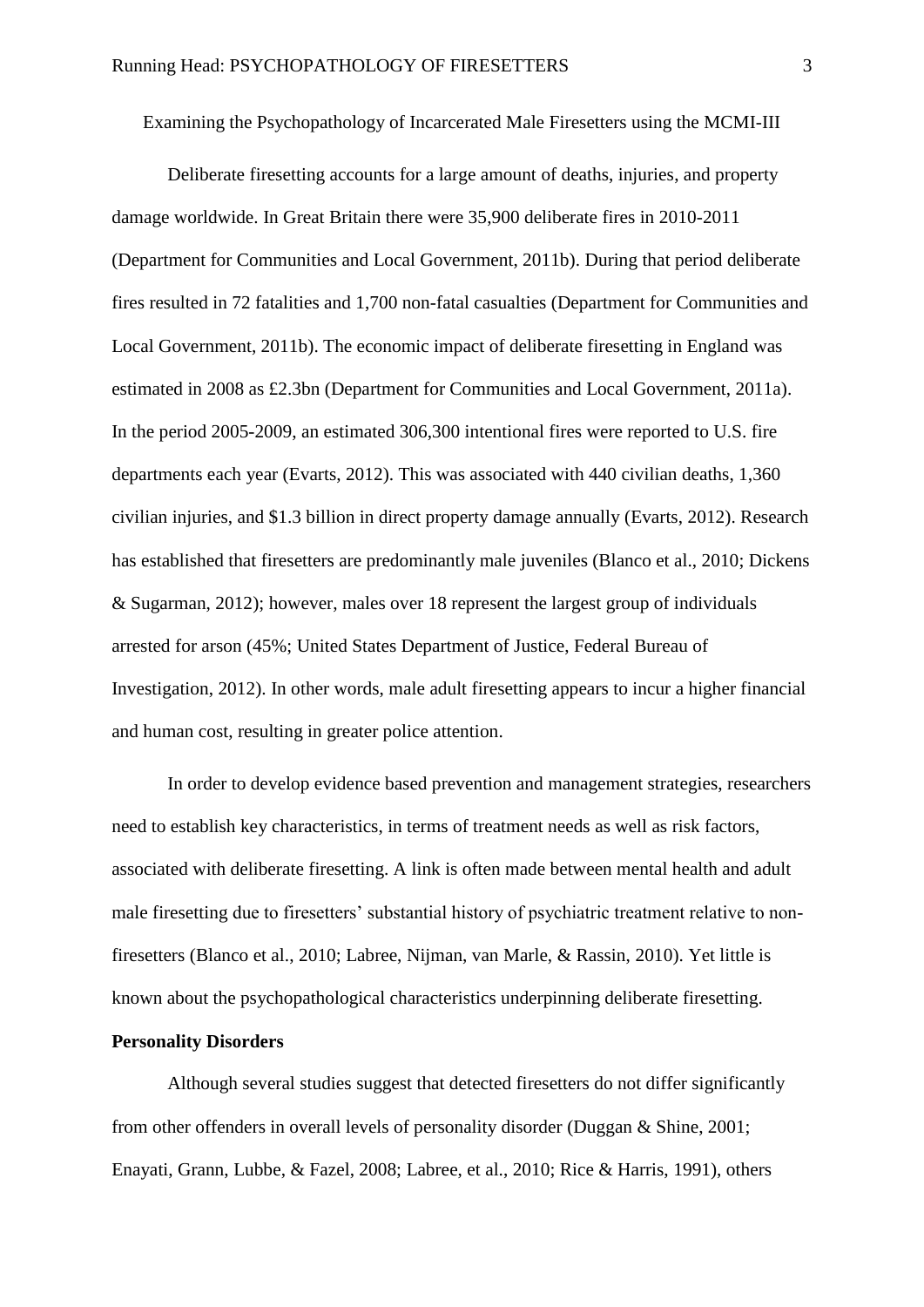Examining the Psychopathology of Incarcerated Male Firesetters using the MCMI-III

Deliberate firesetting accounts for a large amount of deaths, injuries, and property damage worldwide. In Great Britain there were 35,900 deliberate fires in 2010-2011 (Department for Communities and Local Government, 2011b). During that period deliberate fires resulted in 72 fatalities and 1,700 non-fatal casualties (Department for Communities and Local Government, 2011b). The economic impact of deliberate firesetting in England was estimated in 2008 as £2.3bn (Department for Communities and Local Government, 2011a). In the period 2005-2009, an estimated 306,300 intentional fires were reported to U.S. fire departments each year (Evarts, 2012). This was associated with 440 civilian deaths, 1,360 civilian injuries, and $1.3 billion in direct property damage annually (Evarts, 2012). Research has established that firesetters are predominantly male juveniles (Blanco et al., 2010; Dickens & Sugarman, 2012); however, males over 18 represent the largest group of individuals arrested for arson (45%; United States Department of Justice, Federal Bureau of Investigation, 2012). In other words, male adult firesetting appears to incur a higher financial and human cost, resulting in greater police attention.

In order to develop evidence based prevention and management strategies, researchers need to establish key characteristics, in terms of treatment needs as well as risk factors, associated with deliberate firesetting. A link is often made between mental health and adult male firesetting due to firesetters' substantial history of psychiatric treatment relative to non-firesetters (Blanco et al., 2010; Labree, Nijman, van Marle, & Rassin, 2010). Yet little is known about the psychopathological characteristics underpinning deliberate firesetting.

**Personality Disorders**

Although several studies suggest that detected firesetters do not differ significantly from other offenders in overall levels of personality disorder (Duggan & Shine, 2001; Enayati, Grann, Lubbe, & Fazel, 2008; Labree, et al., 2010; Rice & Harris, 1991), others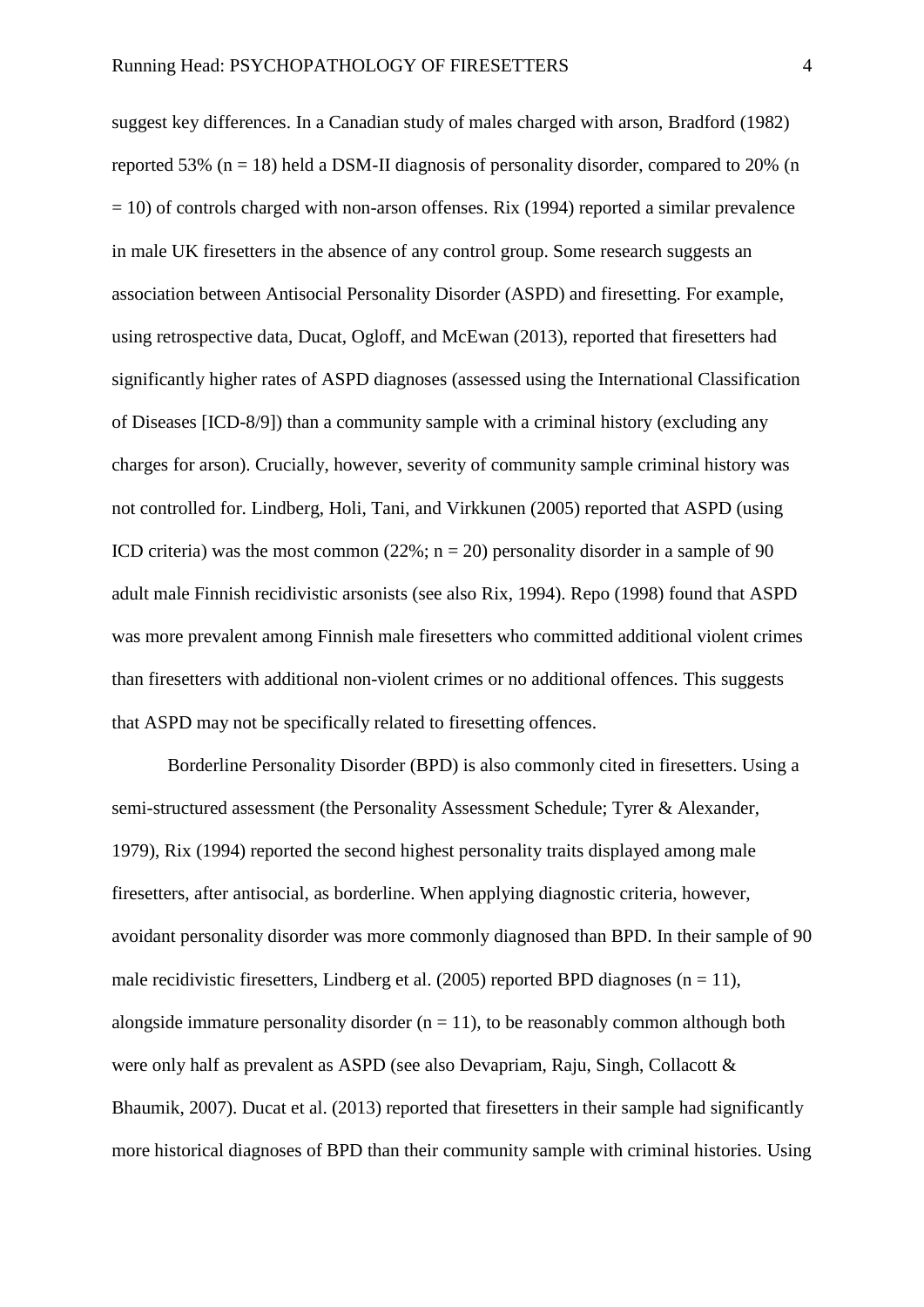suggest key differences. In a Canadian study of males charged with arson, Bradford (1982) reported 53% (n = 18) held a DSM-II diagnosis of personality disorder, compared to 20% (n = 10) of controls charged with non-arson offenses. Rix (1994) reported a similar prevalence in male UK firesetters in the absence of any control group. Some research suggests an association between Antisocial Personality Disorder (ASPD) and firesetting. For example, using retrospective data, Ducat, Ogloff, and McEwan (2013), reported that firesetters had significantly higher rates of ASPD diagnoses (assessed using the International Classification of Diseases [ICD-8/9]) than a community sample with a criminal history (excluding any charges for arson). Crucially, however, severity of community sample criminal history was not controlled for. Lindberg, Holi, Tani, and Virkkunen (2005) reported that ASPD (using ICD criteria) was the most common (22%; n = 20) personality disorder in a sample of 90 adult male Finnish recidivistic arsonists (see also Rix, 1994). Repo (1998) found that ASPD was more prevalent among Finnish male firesetters who committed additional violent crimes than firesetters with additional non-violent crimes or no additional offences. This suggests that ASPD may not be specifically related to firesetting offences.

Borderline Personality Disorder (BPD) is also commonly cited in firesetters. Using a semi-structured assessment (the Personality Assessment Schedule; Tyrer & Alexander, 1979), Rix (1994) reported the second highest personality traits displayed among male firesetters, after antisocial, as borderline. When applying diagnostic criteria, however, avoidant personality disorder was more commonly diagnosed than BPD. In their sample of 90 male recidivistic firesetters, Lindberg et al. (2005) reported BPD diagnoses (n = 11), alongside immature personality disorder (n = 11), to be reasonably common although both were only half as prevalent as ASPD (see also Devapriam, Raju, Singh, Collacott & Bhaumik, 2007). Ducat et al. (2013) reported that firesetters in their sample had significantly more historical diagnoses of BPD than their community sample with criminal histories. Using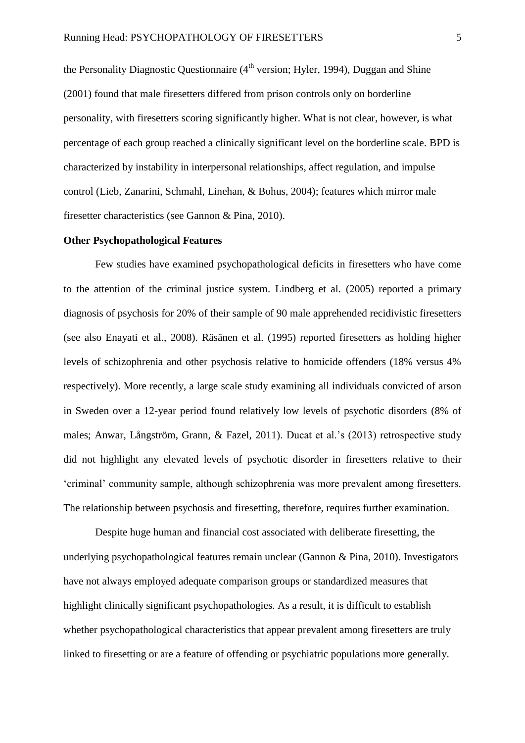the Personality Diagnostic Questionnaire (4th version; Hyler, 1994), Duggan and Shine (2001) found that male firesetters differed from prison controls only on borderline personality, with firesetters scoring significantly higher. What is not clear, however, is what percentage of each group reached a clinically significant level on the borderline scale. BPD is characterized by instability in interpersonal relationships, affect regulation, and impulse control (Lieb, Zanarini, Schmahl, Linehan, & Bohus, 2004); features which mirror male firesetter characteristics (see Gannon & Pina, 2010).

**Other Psychopathological Features**

Few studies have examined psychopathological deficits in firesetters who have come to the attention of the criminal justice system. Lindberg et al. (2005) reported a primary diagnosis of psychosis for 20% of their sample of 90 male apprehended recidivistic firesetters (see also Enayati et al., 2008). Räsänen et al. (1995) reported firesetters as holding higher levels of schizophrenia and other psychosis relative to homicide offenders (18% versus 4% respectively). More recently, a large scale study examining all individuals convicted of arson in Sweden over a 12-year period found relatively low levels of psychotic disorders (8% of males; Anwar, Långström, Grann, & Fazel, 2011). Ducat et al.'s (2013) retrospective study did not highlight any elevated levels of psychotic disorder in firesetters relative to their 'criminal' community sample, although schizophrenia was more prevalent among firesetters. The relationship between psychosis and firesetting, therefore, requires further examination.

Despite huge human and financial cost associated with deliberate firesetting, the underlying psychopathological features remain unclear (Gannon & Pina, 2010). Investigators have not always employed adequate comparison groups or standardized measures that highlight clinically significant psychopathologies. As a result, it is difficult to establish whether psychopathological characteristics that appear prevalent among firesetters are truly linked to firesetting or are a feature of offending or psychiatric populations more generally.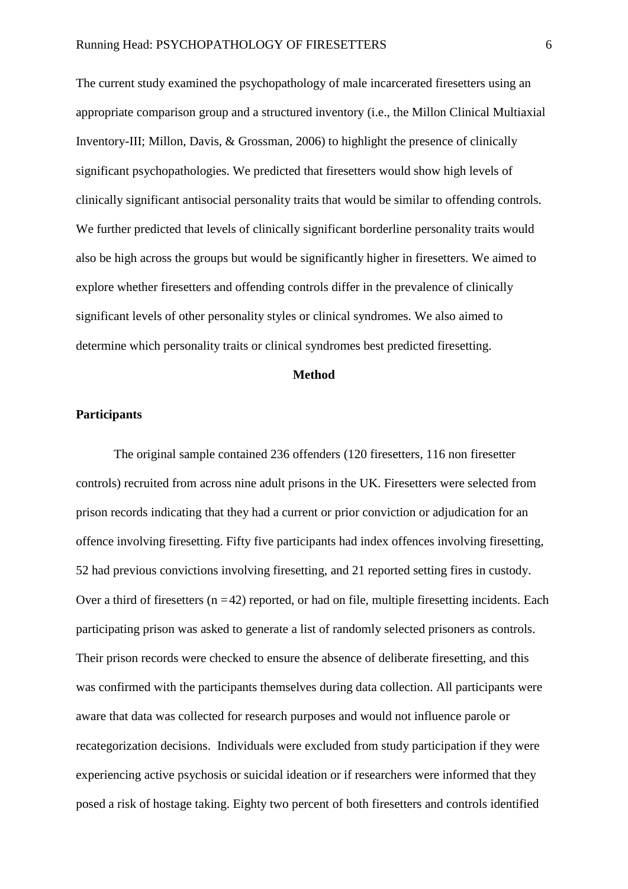The current study examined the psychopathology of male incarcerated firesetters using an appropriate comparison group and a structured inventory (i.e., the Millon Clinical Multiaxial Inventory-III; Millon, Davis, & Grossman, 2006) to highlight the presence of clinically significant psychopathologies. We predicted that firesetters would show high levels of clinically significant antisocial personality traits that would be similar to offending controls. We further predicted that levels of clinically significant borderline personality traits would also be high across the groups but would be significantly higher in firesetters. We aimed to explore whether firesetters and offending controls differ in the prevalence of clinically significant levels of other personality styles or clinical syndromes. We also aimed to determine which personality traits or clinical syndromes best predicted firesetting.

## Method

### Participants

The original sample contained 236 offenders (120 firesetters, 116 non firesetter controls) recruited from across nine adult prisons in the UK. Firesetters were selected from prison records indicating that they had a current or prior conviction or adjudication for an offence involving firesetting. Fifty five participants had index offences involving firesetting, 52 had previous convictions involving firesetting, and 21 reported setting fires in custody. Over a third of firesetters (n = 42) reported, or had on file, multiple firesetting incidents. Each participating prison was asked to generate a list of randomly selected prisoners as controls. Their prison records were checked to ensure the absence of deliberate firesetting, and this was confirmed with the participants themselves during data collection. All participants were aware that data was collected for research purposes and would not influence parole or recategorization decisions. Individuals were excluded from study participation if they were experiencing active psychosis or suicidal ideation or if researchers were informed that they posed a risk of hostage taking. Eighty two percent of both firesetters and controls identified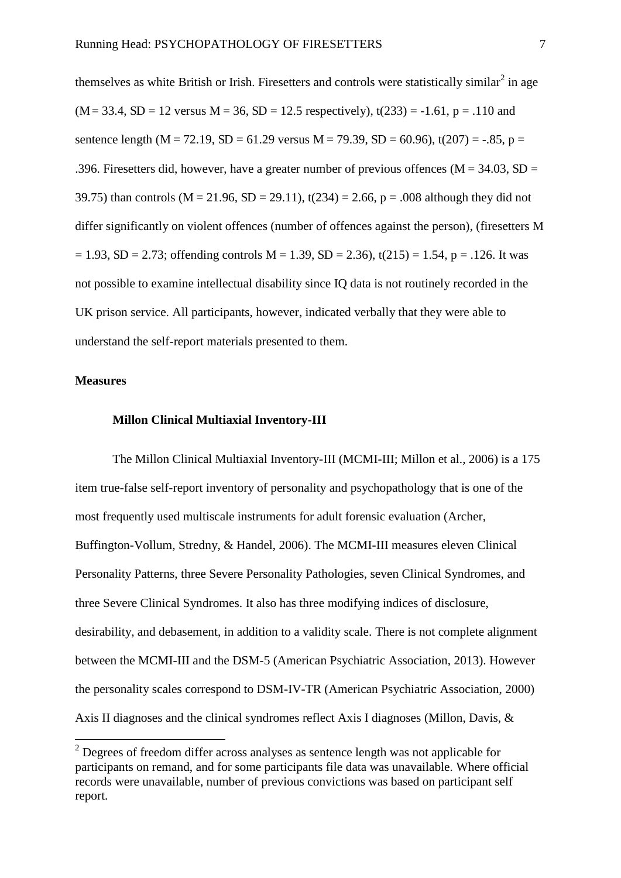themselves as white British or Irish. Firesetters and controls were statistically similar[2] in age ($M = 33.4$, $SD = 12$ versus $M = 36$, $SD = 12.5$ respectively), $t(233) = -1.61$, $p = .110$ and sentence length ($M = 72.19$, $SD = 61.29$ versus $M = 79.39$, $SD = 60.96$), $t(207) = -.85$, $p = .396$. Firesetters did, however, have a greater number of previous offences ($M = 34.03$, $SD = 39.75$) than controls ($M = 21.96$, $SD = 29.11$), $t(234) = 2.66$, $p = .008$ although they did not differ significantly on violent offences (number of offences against the person), (firesetters $M = 1.93$, $SD = 2.73$; offending controls $M = 1.39$, $SD = 2.36$), $t(215) = 1.54$, $p = .126$. It was not possible to examine intellectual disability since IQ data is not routinely recorded in the UK prison service. All participants, however, indicated verbally that they were able to understand the self-report materials presented to them.

**Measures**

**Millon Clinical Multiaxial Inventory-III**

The Millon Clinical Multiaxial Inventory-III (MCMI-III; Millon et al., 2006) is a 175 item true-false self-report inventory of personality and psychopathology that is one of the most frequently used multiscale instruments for adult forensic evaluation (Archer, Buffington-Vollum, Stredny, & Handel, 2006). The MCMI-III measures eleven Clinical Personality Patterns, three Severe Personality Pathologies, seven Clinical Syndromes, and three Severe Clinical Syndromes. It also has three modifying indices of disclosure, desirability, and debasement, in addition to a validity scale. There is not complete alignment between the MCMI-III and the DSM-5 (American Psychiatric Association, 2013). However the personality scales correspond to DSM-IV-TR (American Psychiatric Association, 2000) Axis II diagnoses and the clinical syndromes reflect Axis I diagnoses (Millon, Davis, &

[2] Degrees of freedom differ across analyses as sentence length was not applicable for participants on remand, and for some participants file data was unavailable. Where official records were unavailable, number of previous convictions was based on participant self report.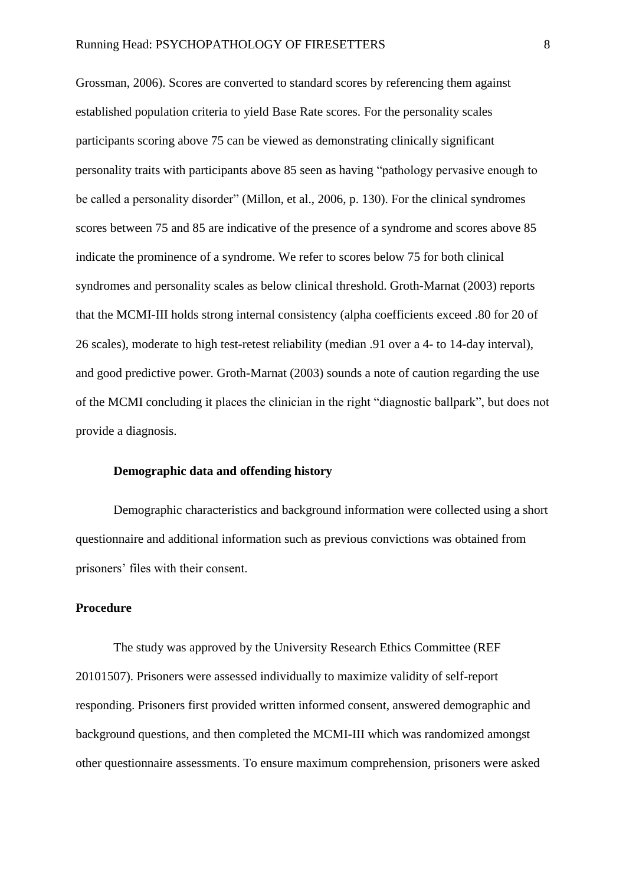Grossman, 2006). Scores are converted to standard scores by referencing them against established population criteria to yield Base Rate scores. For the personality scales participants scoring above 75 can be viewed as demonstrating clinically significant personality traits with participants above 85 seen as having "pathology pervasive enough to be called a personality disorder" (Millon, et al., 2006, p. 130). For the clinical syndromes scores between 75 and 85 are indicative of the presence of a syndrome and scores above 85 indicate the prominence of a syndrome. We refer to scores below 75 for both clinical syndromes and personality scales as below clinical threshold. Groth-Marnat (2003) reports that the MCMI-III holds strong internal consistency (alpha coefficients exceed .80 for 20 of 26 scales), moderate to high test-retest reliability (median .91 over a 4- to 14-day interval), and good predictive power. Groth-Marnat (2003) sounds a note of caution regarding the use of the MCMI concluding it places the clinician in the right "diagnostic ballpark", but does not provide a diagnosis.

### Demographic data and offending history

Demographic characteristics and background information were collected using a short questionnaire and additional information such as previous convictions was obtained from prisoners' files with their consent.

## Procedure

The study was approved by the University Research Ethics Committee (REF 20101507). Prisoners were assessed individually to maximize validity of self-report responding. Prisoners first provided written informed consent, answered demographic and background questions, and then completed the MCMI-III which was randomized amongst other questionnaire assessments. To ensure maximum comprehension, prisoners were asked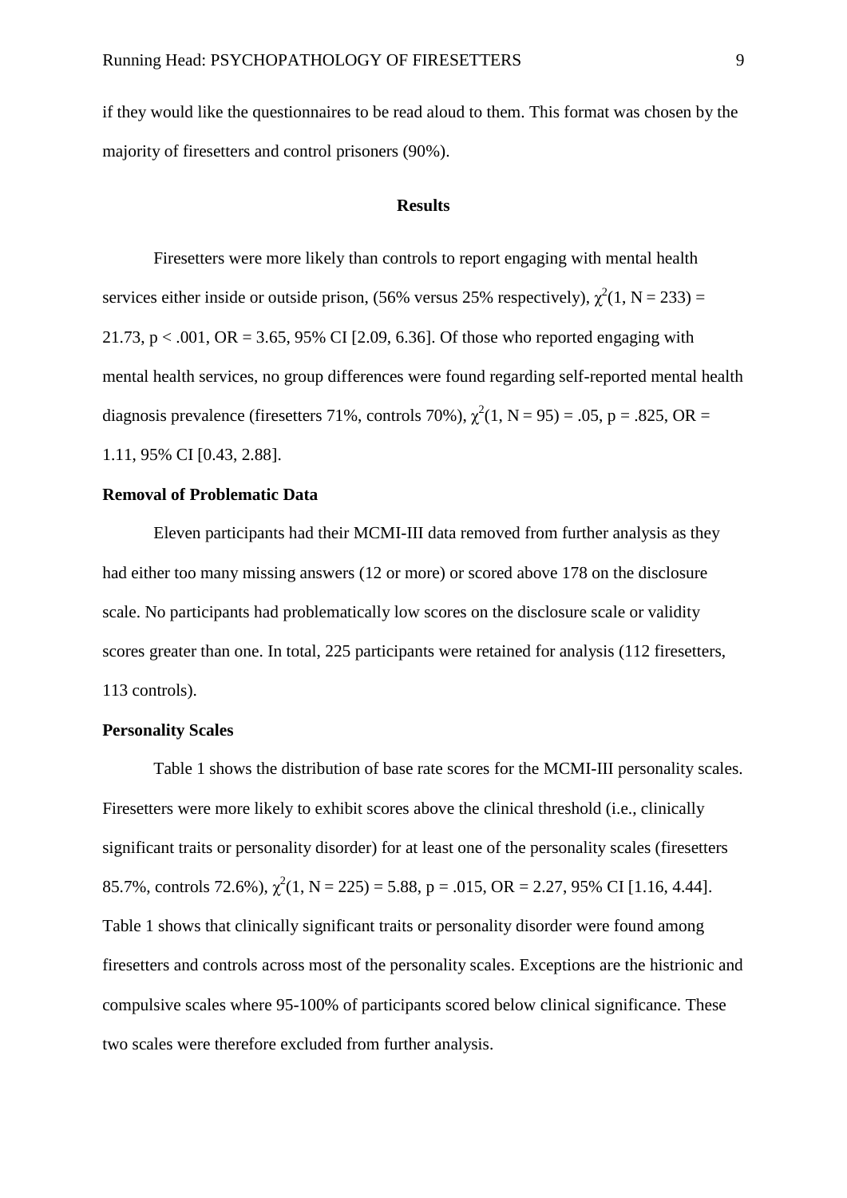if they would like the questionnaires to be read aloud to them. This format was chosen by the majority of firesetters and control prisoners (90%).

## Results

Firesetters were more likely than controls to report engaging with mental health services either inside or outside prison, (56% versus 25% respectively), $\chi^2(1, N = 233) = 21.73$, $p < .001$, OR = 3.65, 95% CI [2.09, 6.36]. Of those who reported engaging with mental health services, no group differences were found regarding self-reported mental health diagnosis prevalence (firesetters 71%, controls 70%), $\chi^2(1, N = 95) = .05$, $p = .825$, OR = 1.11, 95% CI [0.43, 2.88].

### Removal of Problematic Data

Eleven participants had their MCMI-III data removed from further analysis as they had either too many missing answers (12 or more) or scored above 178 on the disclosure scale. No participants had problematically low scores on the disclosure scale or validity scores greater than one. In total, 225 participants were retained for analysis (112 firesetters, 113 controls).

### Personality Scales

Table 1 shows the distribution of base rate scores for the MCMI-III personality scales. Firesetters were more likely to exhibit scores above the clinical threshold (i.e., clinically significant traits or personality disorder) for at least one of the personality scales (firesetters 85.7%, controls 72.6%), $\chi^2(1, N = 225) = 5.88$, $p = .015$, OR = 2.27, 95% CI [1.16, 4.44]. Table 1 shows that clinically significant traits or personality disorder were found among firesetters and controls across most of the personality scales. Exceptions are the histrionic and compulsive scales where 95-100% of participants scored below clinical significance. These two scales were therefore excluded from further analysis.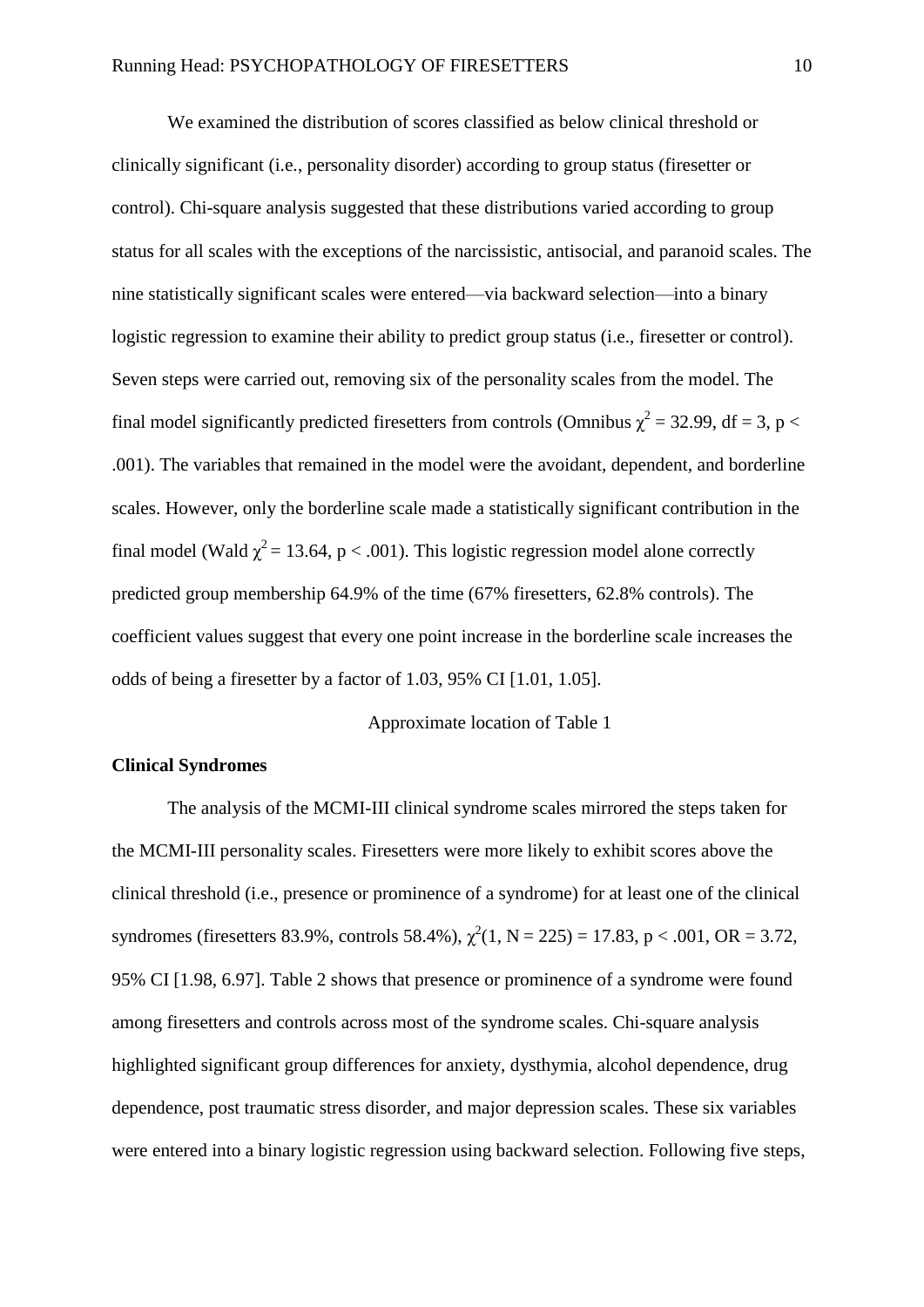We examined the distribution of scores classified as below clinical threshold or clinically significant (i.e., personality disorder) according to group status (firesetter or control). Chi-square analysis suggested that these distributions varied according to group status for all scales with the exceptions of the narcissistic, antisocial, and paranoid scales. The nine statistically significant scales were entered—via backward selection—into a binary logistic regression to examine their ability to predict group status (i.e., firesetter or control). Seven steps were carried out, removing six of the personality scales from the model. The final model significantly predicted firesetters from controls (Omnibus $\chi^2 = 32.99$, df = 3, $p < .001$). The variables that remained in the model were the avoidant, dependent, and borderline scales. However, only the borderline scale made a statistically significant contribution in the final model (Wald $\chi^2 = 13.64$, $p < .001$). This logistic regression model alone correctly predicted group membership 64.9% of the time (67% firesetters, 62.8% controls). The coefficient values suggest that every one point increase in the borderline scale increases the odds of being a firesetter by a factor of 1.03, 95% CI [1.01, 1.05].

Approximate location of Table 1

**Clinical Syndromes**

The analysis of the MCMI-III clinical syndrome scales mirrored the steps taken for the MCMI-III personality scales. Firesetters were more likely to exhibit scores above the clinical threshold (i.e., presence or prominence of a syndrome) for at least one of the clinical syndromes (firesetters 83.9%, controls 58.4%), $\chi^2(1, N = 225) = 17.83$, $p < .001$, OR = 3.72, 95% CI [1.98, 6.97]. Table 2 shows that presence or prominence of a syndrome were found among firesetters and controls across most of the syndrome scales. Chi-square analysis highlighted significant group differences for anxiety, dysthymia, alcohol dependence, drug dependence, post traumatic stress disorder, and major depression scales. These six variables were entered into a binary logistic regression using backward selection. Following five steps,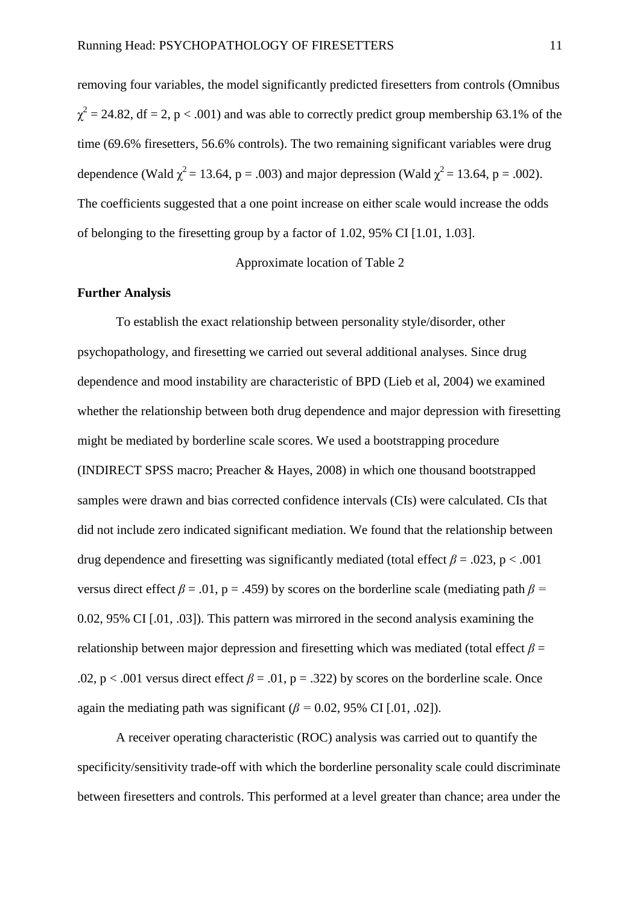removing four variables, the model significantly predicted firesetters from controls (Omnibus $\chi^2 = 24.82$, df = 2, $p < .001$) and was able to correctly predict group membership 63.1% of the time (69.6% firesetters, 56.6% controls). The two remaining significant variables were drug dependence (Wald $\chi^2 = 13.64$, $p = .003$) and major depression (Wald $\chi^2 = 13.64$, $p = .002$). The coefficients suggested that a one point increase on either scale would increase the odds of belonging to the firesetting group by a factor of 1.02, 95% CI [1.01, 1.03].

Approximate location of Table 2

**Further Analysis**

To establish the exact relationship between personality style/disorder, other psychopathology, and firesetting we carried out several additional analyses. Since drug dependence and mood instability are characteristic of BPD (Lieb et al, 2004) we examined whether the relationship between both drug dependence and major depression with firesetting might be mediated by borderline scale scores. We used a bootstrapping procedure (INDIRECT SPSS macro; Preacher & Hayes, 2008) in which one thousand bootstrapped samples were drawn and bias corrected confidence intervals (CIs) were calculated. CIs that did not include zero indicated significant mediation. We found that the relationship between drug dependence and firesetting was significantly mediated (total effect $\beta = .023$, $p < .001$ versus direct effect $\beta = .01$, $p = .459$) by scores on the borderline scale (mediating path $\beta = 0.02$, 95% CI [.01, .03]). This pattern was mirrored in the second analysis examining the relationship between major depression and firesetting which was mediated (total effect $\beta = .02$, $p < .001$ versus direct effect $\beta = .01$, $p = .322$) by scores on the borderline scale. Once again the mediating path was significant ($\beta = 0.02$, 95% CI [.01, .02]).

A receiver operating characteristic (ROC) analysis was carried out to quantify the specificity/sensitivity trade-off with which the borderline personality scale could discriminate between firesetters and controls. This performed at a level greater than chance; area under the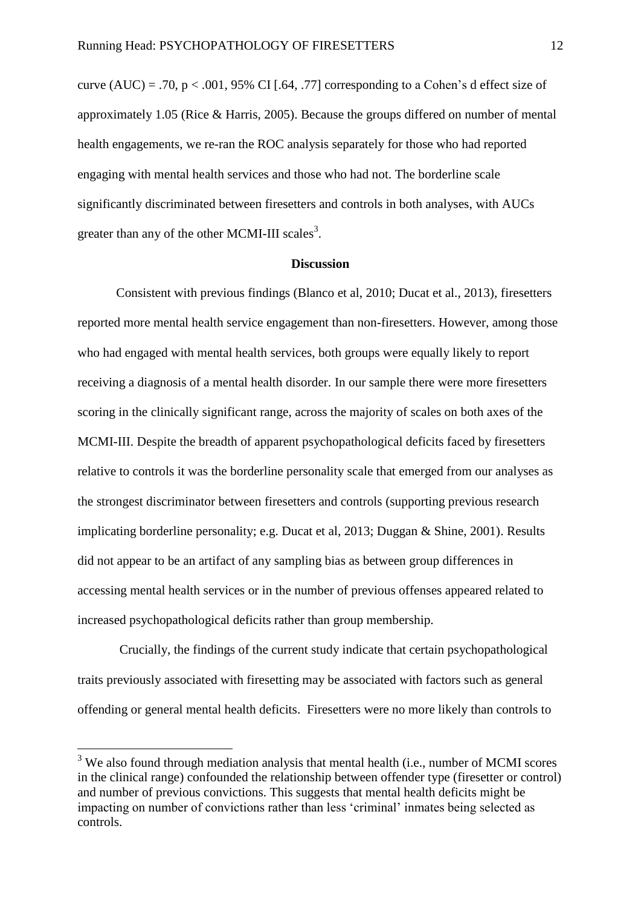curve (AUC) = .70, $p < .001$, 95% CI [.64, .77] corresponding to a Cohen's d effect size of approximately 1.05 (Rice & Harris, 2005). Because the groups differed on number of mental health engagements, we re-ran the ROC analysis separately for those who had reported engaging with mental health services and those who had not. The borderline scale significantly discriminated between firesetters and controls in both analyses, with AUCs greater than any of the other MCMI-III scales[3].

## Discussion

Consistent with previous findings (Blanco et al, 2010; Ducat et al., 2013), firesetters reported more mental health service engagement than non-firesetters. However, among those who had engaged with mental health services, both groups were equally likely to report receiving a diagnosis of a mental health disorder. In our sample there were more firesetters scoring in the clinically significant range, across the majority of scales on both axes of the MCMI-III. Despite the breadth of apparent psychopathological deficits faced by firesetters relative to controls it was the borderline personality scale that emerged from our analyses as the strongest discriminator between firesetters and controls (supporting previous research implicating borderline personality; e.g. Ducat et al, 2013; Duggan & Shine, 2001). Results did not appear to be an artifact of any sampling bias as between group differences in accessing mental health services or in the number of previous offenses appeared related to increased psychopathological deficits rather than group membership.

Crucially, the findings of the current study indicate that certain psychopathological traits previously associated with firesetting may be associated with factors such as general offending or general mental health deficits. Firesetters were no more likely than controls to

[3] We also found through mediation analysis that mental health (i.e., number of MCMI scores in the clinical range) confounded the relationship between offender type (firesetter or control) and number of previous convictions. This suggests that mental health deficits might be impacting on number of convictions rather than less 'criminal' inmates being selected as controls.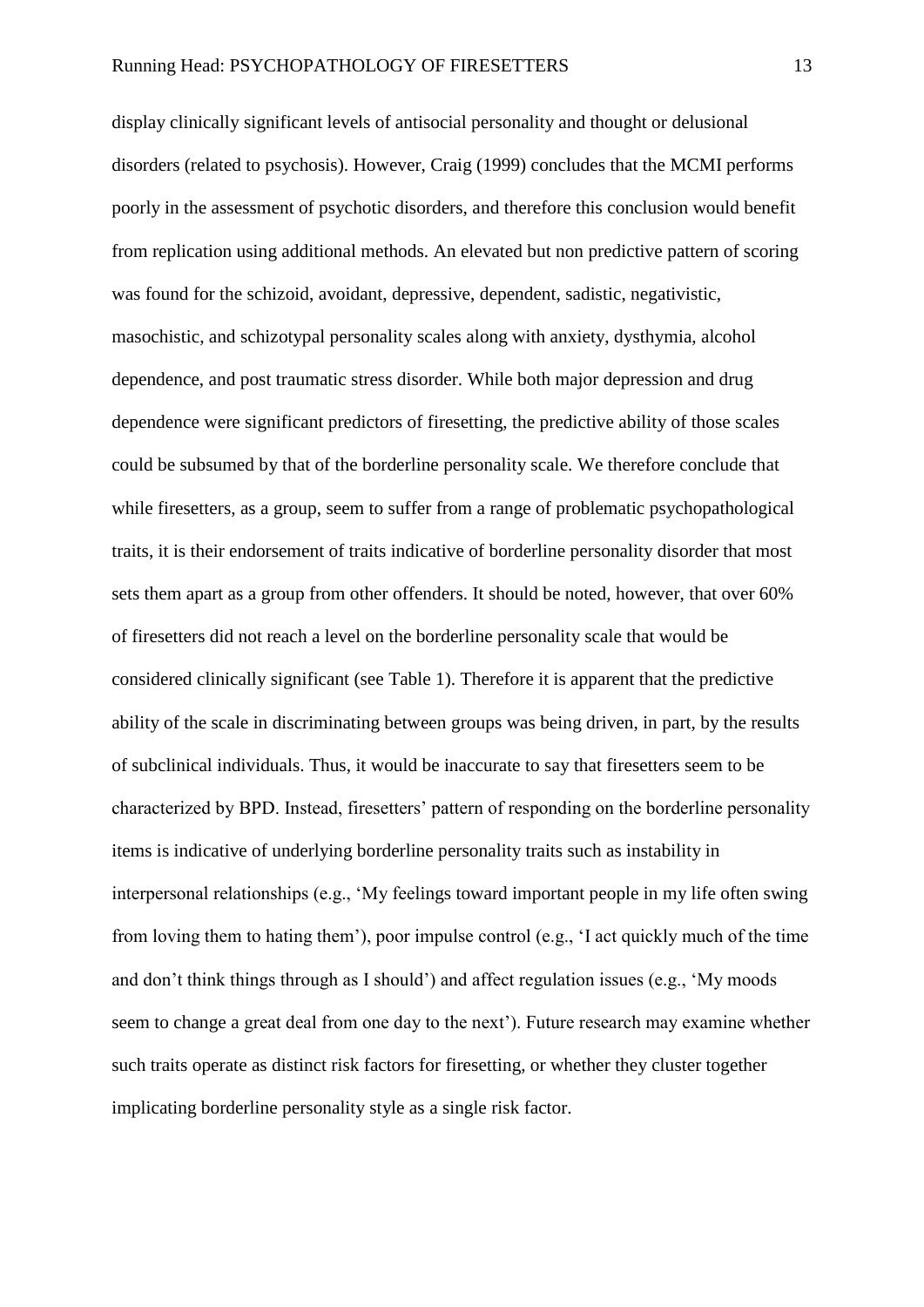display clinically significant levels of antisocial personality and thought or delusional disorders (related to psychosis). However, Craig (1999) concludes that the MCMI performs poorly in the assessment of psychotic disorders, and therefore this conclusion would benefit from replication using additional methods. An elevated but non predictive pattern of scoring was found for the schizoid, avoidant, depressive, dependent, sadistic, negativistic, masochistic, and schizotypal personality scales along with anxiety, dysthymia, alcohol dependence, and post traumatic stress disorder. While both major depression and drug dependence were significant predictors of firesetting, the predictive ability of those scales could be subsumed by that of the borderline personality scale. We therefore conclude that while firesetters, as a group, seem to suffer from a range of problematic psychopathological traits, it is their endorsement of traits indicative of borderline personality disorder that most sets them apart as a group from other offenders. It should be noted, however, that over 60% of firesetters did not reach a level on the borderline personality scale that would be considered clinically significant (see Table 1). Therefore it is apparent that the predictive ability of the scale in discriminating between groups was being driven, in part, by the results of subclinical individuals. Thus, it would be inaccurate to say that firesetters seem to be characterized by BPD. Instead, firesetters' pattern of responding on the borderline personality items is indicative of underlying borderline personality traits such as instability in interpersonal relationships (e.g., 'My feelings toward important people in my life often swing from loving them to hating them'), poor impulse control (e.g., 'I act quickly much of the time and don't think things through as I should') and affect regulation issues (e.g., 'My moods seem to change a great deal from one day to the next'). Future research may examine whether such traits operate as distinct risk factors for firesetting, or whether they cluster together implicating borderline personality style as a single risk factor.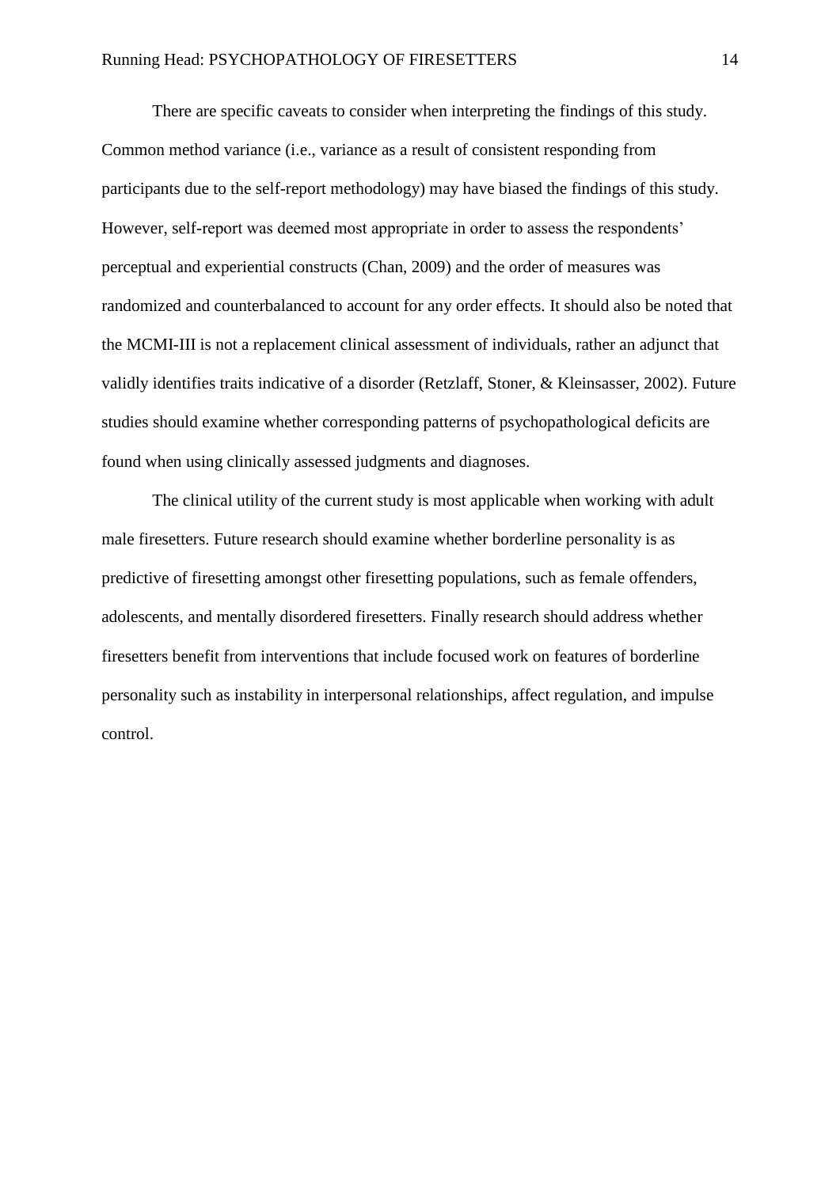There are specific caveats to consider when interpreting the findings of this study. Common method variance (i.e., variance as a result of consistent responding from participants due to the self-report methodology) may have biased the findings of this study. However, self-report was deemed most appropriate in order to assess the respondents' perceptual and experiential constructs (Chan, 2009) and the order of measures was randomized and counterbalanced to account for any order effects. It should also be noted that the MCMI-III is not a replacement clinical assessment of individuals, rather an adjunct that validly identifies traits indicative of a disorder (Retzlaff, Stoner, & Kleinsasser, 2002). Future studies should examine whether corresponding patterns of psychopathological deficits are found when using clinically assessed judgments and diagnoses.

The clinical utility of the current study is most applicable when working with adult male firesetters. Future research should examine whether borderline personality is as predictive of firesetting amongst other firesetting populations, such as female offenders, adolescents, and mentally disordered firesetters. Finally research should address whether firesetters benefit from interventions that include focused work on features of borderline personality such as instability in interpersonal relationships, affect regulation, and impulse control.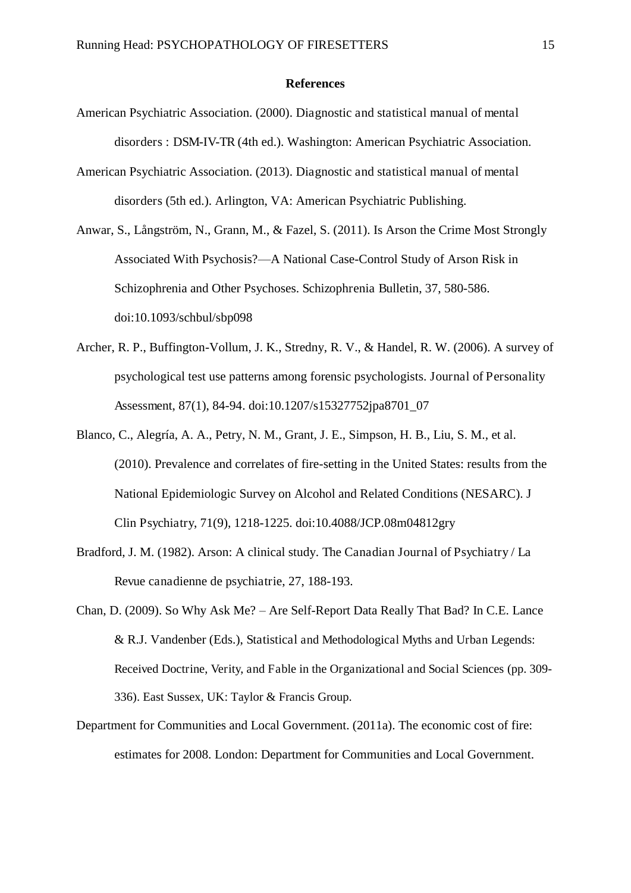**References**

American Psychiatric Association. (2000). Diagnostic and statistical manual of mental disorders : DSM-IV-TR (4th ed.). Washington: American Psychiatric Association.

American Psychiatric Association. (2013). Diagnostic and statistical manual of mental disorders (5th ed.). Arlington, VA: American Psychiatric Publishing.

Anwar, S., Långström, N., Grann, M., & Fazel, S. (2011). Is Arson the Crime Most Strongly Associated With Psychosis?—A National Case-Control Study of Arson Risk in Schizophrenia and Other Psychoses. Schizophrenia Bulletin, 37, 580-586. doi:10.1093/schbul/sbp098

Archer, R. P., Buffington-Vollum, J. K., Stredny, R. V., & Handel, R. W. (2006). A survey of psychological test use patterns among forensic psychologists. Journal of Personality Assessment, 87(1), 84-94. doi:10.1207/s15327752jpa8701_07

Blanco, C., Alegría, A. A., Petry, N. M., Grant, J. E., Simpson, H. B., Liu, S. M., et al. (2010). Prevalence and correlates of fire-setting in the United States: results from the National Epidemiologic Survey on Alcohol and Related Conditions (NESARC). J Clin Psychiatry, 71(9), 1218-1225. doi:10.4088/JCP.08m04812gry

Bradford, J. M. (1982). Arson: A clinical study. The Canadian Journal of Psychiatry / La Revue canadienne de psychiatrie, 27, 188-193.

Chan, D. (2009). So Why Ask Me? – Are Self-Report Data Really That Bad? In C.E. Lance & R.J. Vandenber (Eds.), Statistical and Methodological Myths and Urban Legends: Received Doctrine, Verity, and Fable in the Organizational and Social Sciences (pp. 309-336). East Sussex, UK: Taylor & Francis Group.

Department for Communities and Local Government. (2011a). The economic cost of fire: estimates for 2008. London: Department for Communities and Local Government.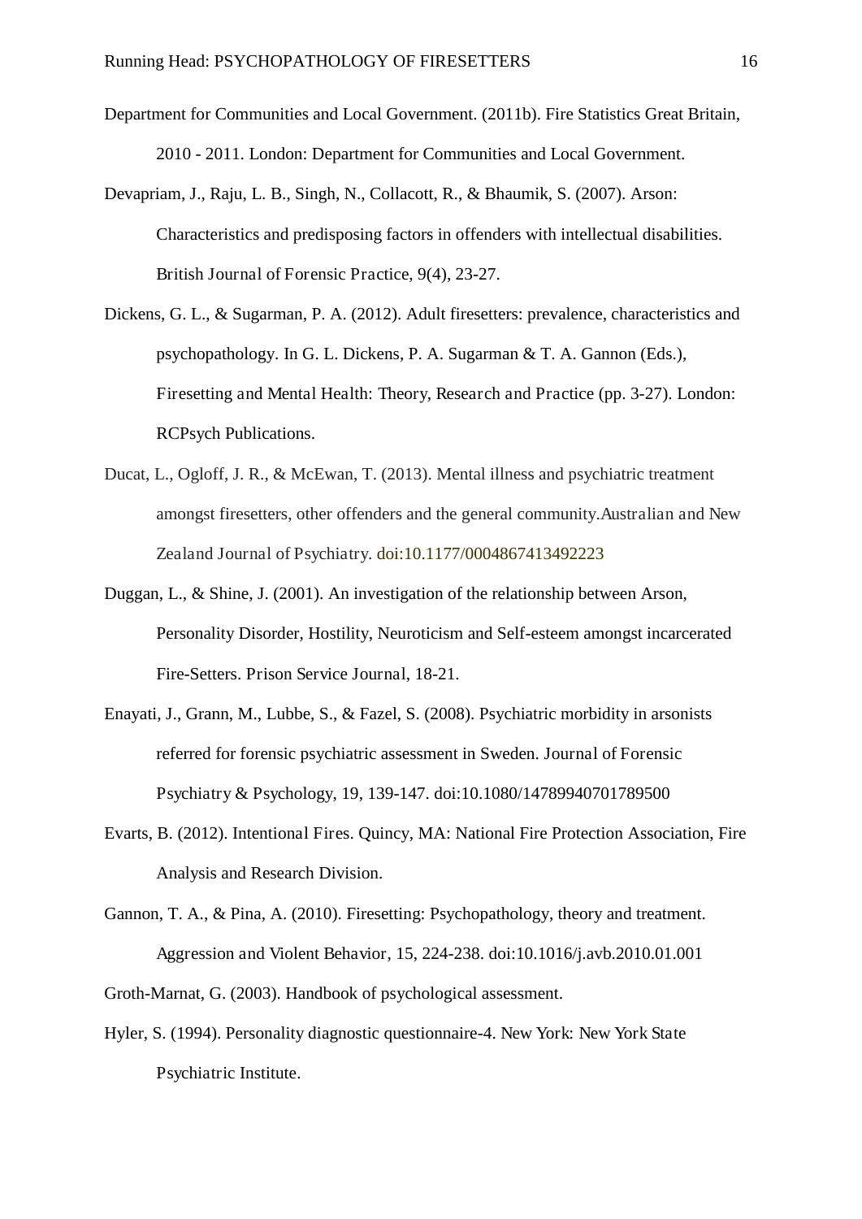Department for Communities and Local Government. (2011b). Fire Statistics Great Britain, 2010 - 2011. London: Department for Communities and Local Government.

Devapriam, J., Raju, L. B., Singh, N., Collacott, R., & Bhaumik, S. (2007). Arson: Characteristics and predisposing factors in offenders with intellectual disabilities. British Journal of Forensic Practice, 9(4), 23-27.

Dickens, G. L., & Sugarman, P. A. (2012). Adult firesetters: prevalence, characteristics and psychopathology. In G. L. Dickens, P. A. Sugarman & T. A. Gannon (Eds.), Firesetting and Mental Health: Theory, Research and Practice (pp. 3-27). London: RCPsych Publications.

Ducat, L., Ogloff, J. R., & McEwan, T. (2013). Mental illness and psychiatric treatment amongst firesetters, other offenders and the general community.Australian and New Zealand Journal of Psychiatry. doi:10.1177/0004867413492223

Duggan, L., & Shine, J. (2001). An investigation of the relationship between Arson, Personality Disorder, Hostility, Neuroticism and Self-esteem amongst incarcerated Fire-Setters. Prison Service Journal, 18-21.

Enayati, J., Grann, M., Lubbe, S., & Fazel, S. (2008). Psychiatric morbidity in arsonists referred for forensic psychiatric assessment in Sweden. Journal of Forensic Psychiatry & Psychology, 19, 139-147. doi:10.1080/14789940701789500

Evarts, B. (2012). Intentional Fires. Quincy, MA: National Fire Protection Association, Fire Analysis and Research Division.

Gannon, T. A., & Pina, A. (2010). Firesetting: Psychopathology, theory and treatment. Aggression and Violent Behavior, 15, 224-238. doi:10.1016/j.avb.2010.01.001

Groth-Marnat, G. (2003). Handbook of psychological assessment.

Hyler, S. (1994). Personality diagnostic questionnaire-4. New York: New York State Psychiatric Institute.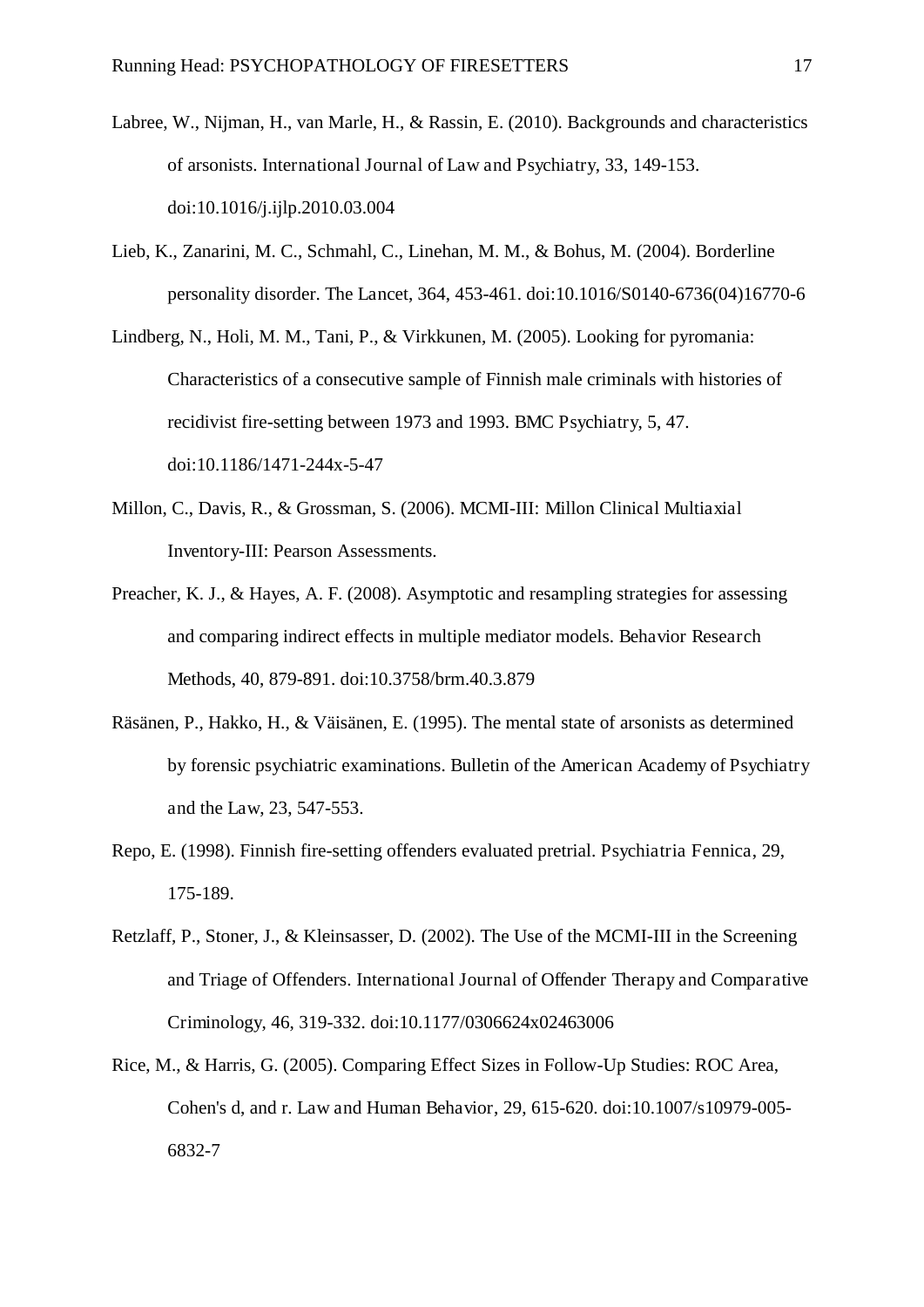Labree, W., Nijman, H., van Marle, H., & Rassin, E. (2010). Backgrounds and characteristics of arsonists. International Journal of Law and Psychiatry, 33, 149-153. doi:10.1016/j.ijlp.2010.03.004

Lieb, K., Zanarini, M. C., Schmahl, C., Linehan, M. M., & Bohus, M. (2004). Borderline personality disorder. The Lancet, 364, 453-461. doi:10.1016/S0140-6736(04)16770-6

Lindberg, N., Holi, M. M., Tani, P., & Virkkunen, M. (2005). Looking for pyromania: Characteristics of a consecutive sample of Finnish male criminals with histories of recidivist fire-setting between 1973 and 1993. BMC Psychiatry, 5, 47. doi:10.1186/1471-244x-5-47

Millon, C., Davis, R., & Grossman, S. (2006). MCMI-III: Millon Clinical Multiaxial Inventory-III: Pearson Assessments.

Preacher, K. J., & Hayes, A. F. (2008). Asymptotic and resampling strategies for assessing and comparing indirect effects in multiple mediator models. Behavior Research Methods, 40, 879-891. doi:10.3758/brm.40.3.879

Räsänen, P., Hakko, H., & Väisänen, E. (1995). The mental state of arsonists as determined by forensic psychiatric examinations. Bulletin of the American Academy of Psychiatry and the Law, 23, 547-553.

Repo, E. (1998). Finnish fire-setting offenders evaluated pretrial. Psychiatria Fennica, 29, 175-189.

Retzlaff, P., Stoner, J., & Kleinsasser, D. (2002). The Use of the MCMI-III in the Screening and Triage of Offenders. International Journal of Offender Therapy and Comparative Criminology, 46, 319-332. doi:10.1177/0306624x02463006

Rice, M., & Harris, G. (2005). Comparing Effect Sizes in Follow-Up Studies: ROC Area, Cohen's d, and r. Law and Human Behavior, 29, 615-620. doi:10.1007/s10979-005-6832-7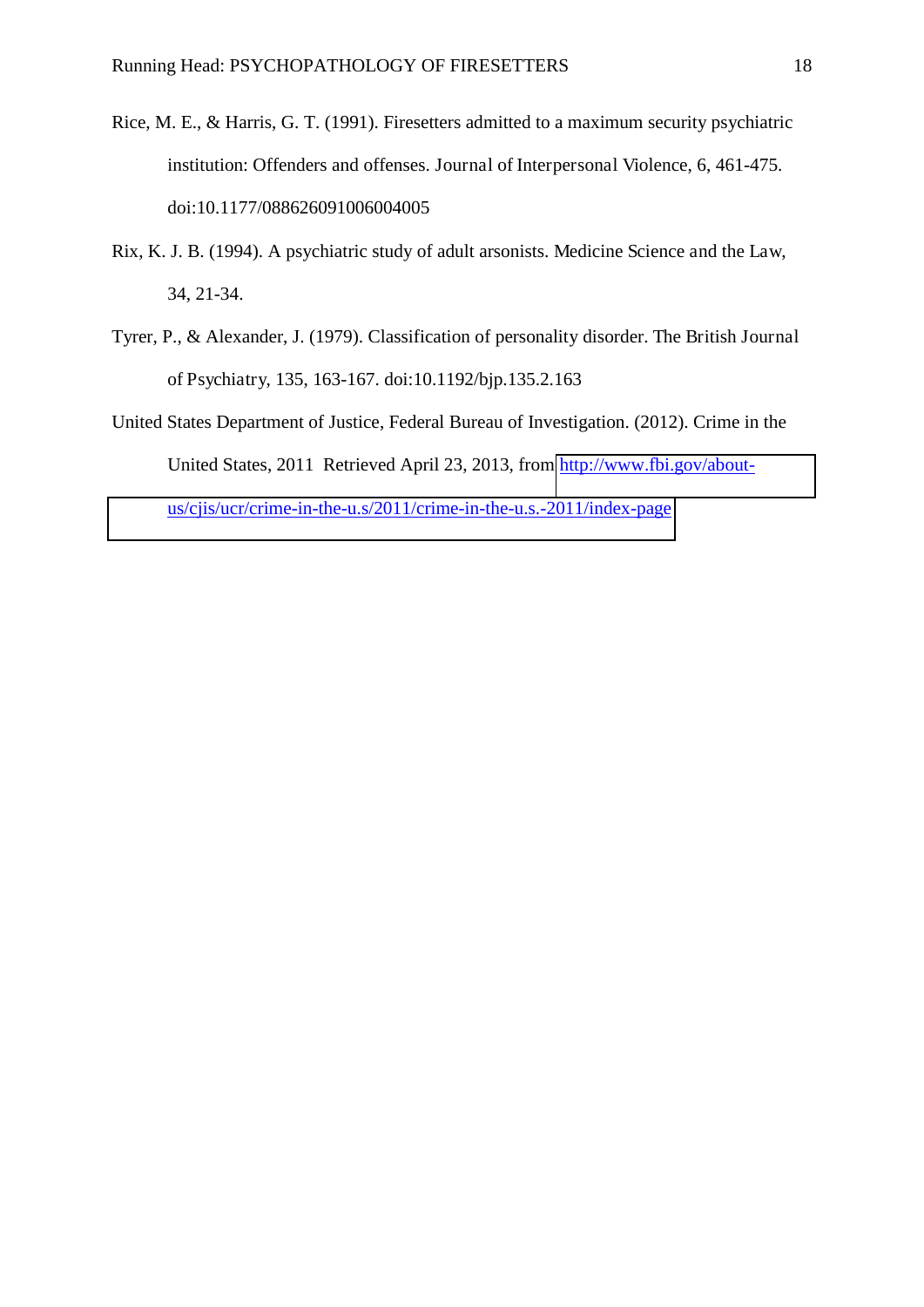Rice, M. E., & Harris, G. T. (1991). Firesetters admitted to a maximum security psychiatric institution: Offenders and offenses. Journal of Interpersonal Violence, 6, 461-475. doi:10.1177/088626091006004005

Rix, K. J. B. (1994). A psychiatric study of adult arsonists. Medicine Science and the Law, 34, 21-34.

Tyrer, P., & Alexander, J. (1979). Classification of personality disorder. The British Journal of Psychiatry, 135, 163-167. doi:10.1192/bjp.135.2.163

United States Department of Justice, Federal Bureau of Investigation. (2012). Crime in the United States, 2011 Retrieved April 23, 2013, from http://www.fbi.gov/about-us/cjis/ucr/crime-in-the-u.s/2011/crime-in-the-u.s.-2011/index-page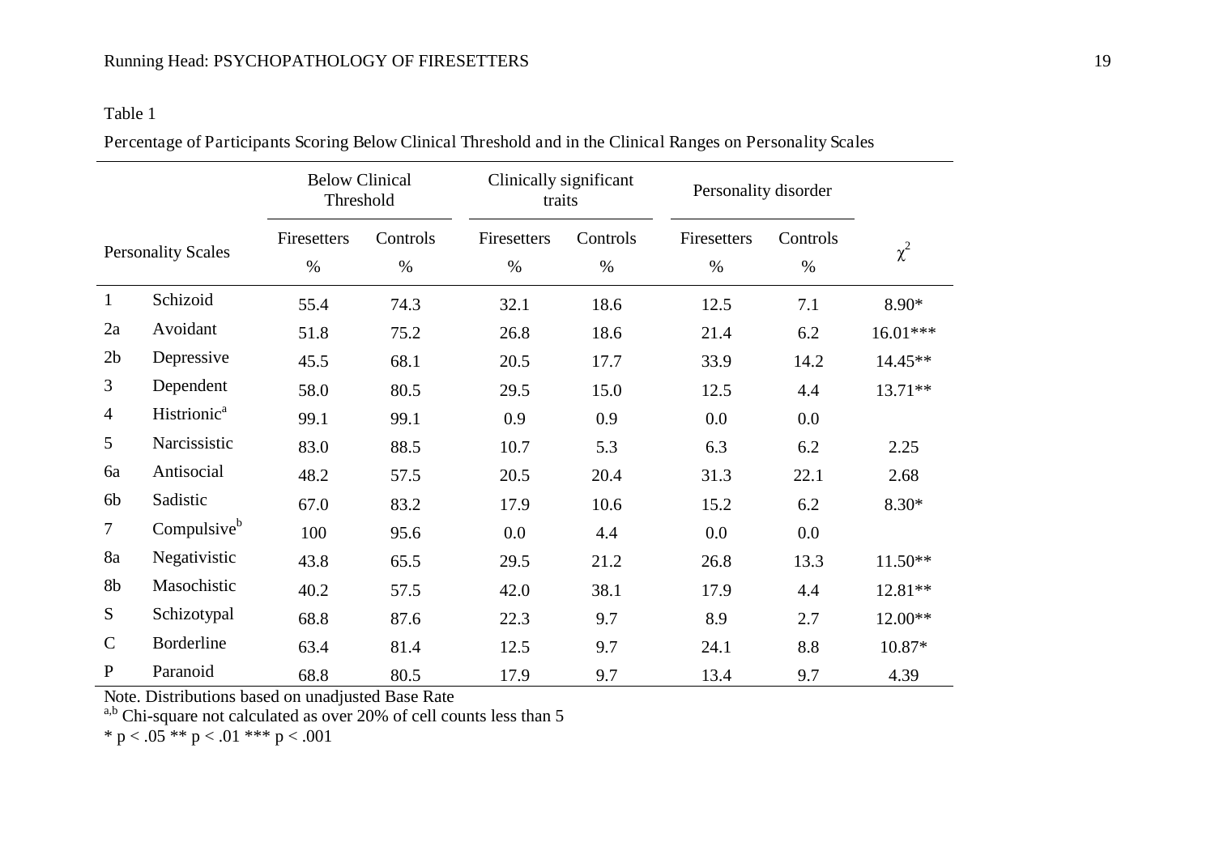Table 1

Percentage of Participants Scoring Below Clinical Threshold and in the Clinical Ranges on Personality Scales

| Personality Scales | | Below Clinical Threshold | | Clinically significant traits | | Personality disorder | | $\chi^2$ |
|---|---|---|---|---|---|---|---|---|
| | | Firesetters % | Controls % | Firesetters % | Controls % | Firesetters % | Controls % | |
| 1 | Schizoid | 55.4 | 74.3 | 32.1 | 18.6 | 12.5 | 7.1 | 8.90* |
| 2a | Avoidant | 51.8 | 75.2 | 26.8 | 18.6 | 21.4 | 6.2 | 16.01*** |
| 2b | Depressive | 45.5 | 68.1 | 20.5 | 17.7 | 33.9 | 14.2 | 14.45** |
| 3 | Dependent | 58.0 | 80.5 | 29.5 | 15.0 | 12.5 | 4.4 | 13.71** |
| 4 | Histrionic[a] | 99.1 | 99.1 | 0.9 | 0.9 | 0.0 | 0.0 | |
| 5 | Narcissistic | 83.0 | 88.5 | 10.7 | 5.3 | 6.3 | 6.2 | 2.25 |
| 6a | Antisocial | 48.2 | 57.5 | 20.5 | 20.4 | 31.3 | 22.1 | 2.68 |
| 6b | Sadistic | 67.0 | 83.2 | 17.9 | 10.6 | 15.2 | 6.2 | 8.30* |
| 7 | Compulsive[b] | 100 | 95.6 | 0.0 | 4.4 | 0.0 | 0.0 | |
| 8a | Negativistic | 43.8 | 65.5 | 29.5 | 21.2 | 26.8 | 13.3 | 11.50** |
| 8b | Masochistic | 40.2 | 57.5 | 42.0 | 38.1 | 17.9 | 4.4 | 12.81** |
| S | Schizotypal | 68.8 | 87.6 | 22.3 | 9.7 | 8.9 | 2.7 | 12.00** |
| C | Borderline | 63.4 | 81.4 | 12.5 | 9.7 | 24.1 | 8.8 | 10.87* |
| P | Paranoid | 68.8 | 80.5 | 17.9 | 9.7 | 13.4 | 9.7 | 4.39 |

Note. Distributions based on unadjusted Base Rate

[a,b] Chi-square not calculated as over 20% of cell counts less than 5

* $p < .05$ ** $p < .01$ *** $p < .001$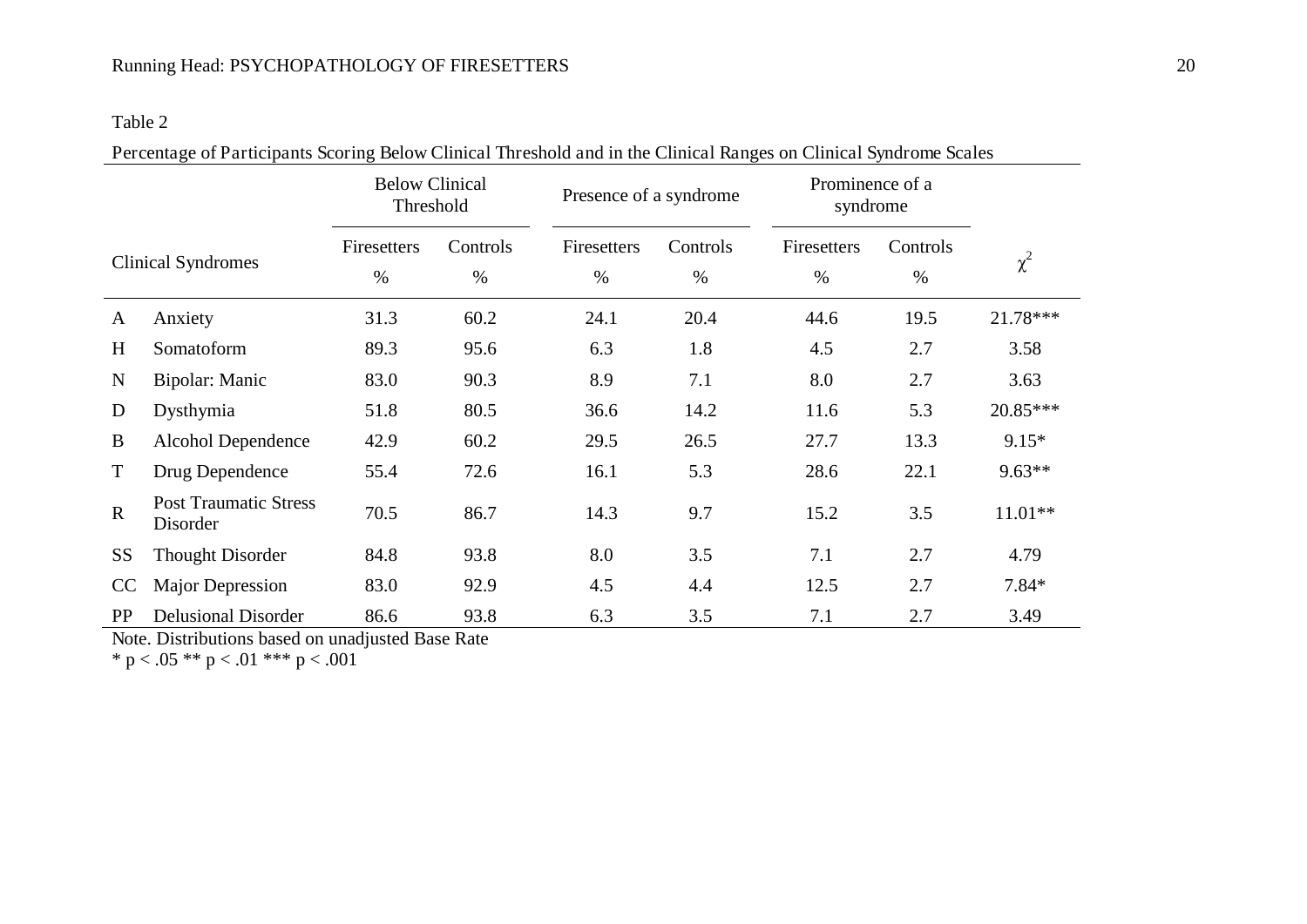Table 2

Percentage of Participants Scoring Below Clinical Threshold and in the Clinical Ranges on Clinical Syndrome Scales

| Clinical Syndromes | | Below Clinical Threshold | | Presence of a syndrome | | Prominence of a syndrome | | $\chi^2$ |
|---|---|---|---|---|---|---|---|---|
| | | Firesetters % | Controls % | Firesetters % | Controls % | Firesetters % | Controls % | |
| A | Anxiety | 31.3 | 60.2 | 24.1 | 20.4 | 44.6 | 19.5 | 21.78*** |
| H | Somatoform | 89.3 | 95.6 | 6.3 | 1.8 | 4.5 | 2.7 | 3.58 |
| N | Bipolar: Manic | 83.0 | 90.3 | 8.9 | 7.1 | 8.0 | 2.7 | 3.63 |
| D | Dysthymia | 51.8 | 80.5 | 36.6 | 14.2 | 11.6 | 5.3 | 20.85*** |
| B | Alcohol Dependence | 42.9 | 60.2 | 29.5 | 26.5 | 27.7 | 13.3 | 9.15* |
| T | Drug Dependence | 55.4 | 72.6 | 16.1 | 5.3 | 28.6 | 22.1 | 9.63** |
| R | Post Traumatic Stress Disorder | 70.5 | 86.7 | 14.3 | 9.7 | 15.2 | 3.5 | 11.01** |
| SS | Thought Disorder | 84.8 | 93.8 | 8.0 | 3.5 | 7.1 | 2.7 | 4.79 |
| CC | Major Depression | 83.0 | 92.9 | 4.5 | 4.4 | 12.5 | 2.7 | 7.84* |
| PP | Delusional Disorder | 86.6 | 93.8 | 6.3 | 3.5 | 7.1 | 2.7 | 3.49 |

Note. Distributions based on unadjusted Base Rate

* $p < .05$ ** $p < .01$ *** $p < .001$